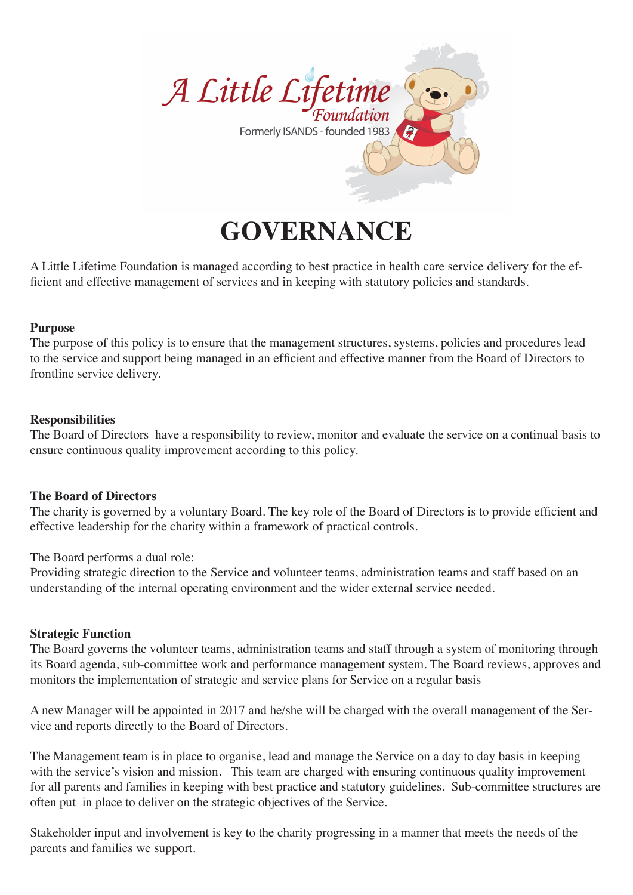A Little Lifetime Foundation

Formerly ISANDS - founded 1983

# GOVERNANCE

A Little Lifetime Foundation is managed according to best practice in health care service delivery for the efficient and effective management of services and in keeping with statutory policies and standards.

**Purpose**

The purpose of this policy is to ensure that the management structures, systems, policies and procedures lead to the service and support being managed in an efficient and effective manner from the Board of Directors to frontline service delivery.

**Responsibilities**

The Board of Directors have a responsibility to review, monitor and evaluate the service on a continual basis to ensure continuous quality improvement according to this policy.

**The Board of Directors**

The charity is governed by a voluntary Board. The key role of the Board of Directors is to provide efficient and effective leadership for the charity within a framework of practical controls.

The Board performs a dual role:
Providing strategic direction to the Service and volunteer teams, administration teams and staff based on an understanding of the internal operating environment and the wider external service needed.

**Strategic Function**

The Board governs the volunteer teams, administration teams and staff through a system of monitoring through its Board agenda, sub-committee work and performance management system. The Board reviews, approves and monitors the implementation of strategic and service plans for Service on a regular basis

A new Manager will be appointed in 2017 and he/she will be charged with the overall management of the Service and reports directly to the Board of Directors.

The Management team is in place to organise, lead and manage the Service on a day to day basis in keeping with the service's vision and mission. This team are charged with ensuring continuous quality improvement for all parents and families in keeping with best practice and statutory guidelines. Sub-committee structures are often put in place to deliver on the strategic objectives of the Service.

Stakeholder input and involvement is key to the charity progressing in a manner that meets the needs of the parents and families we support.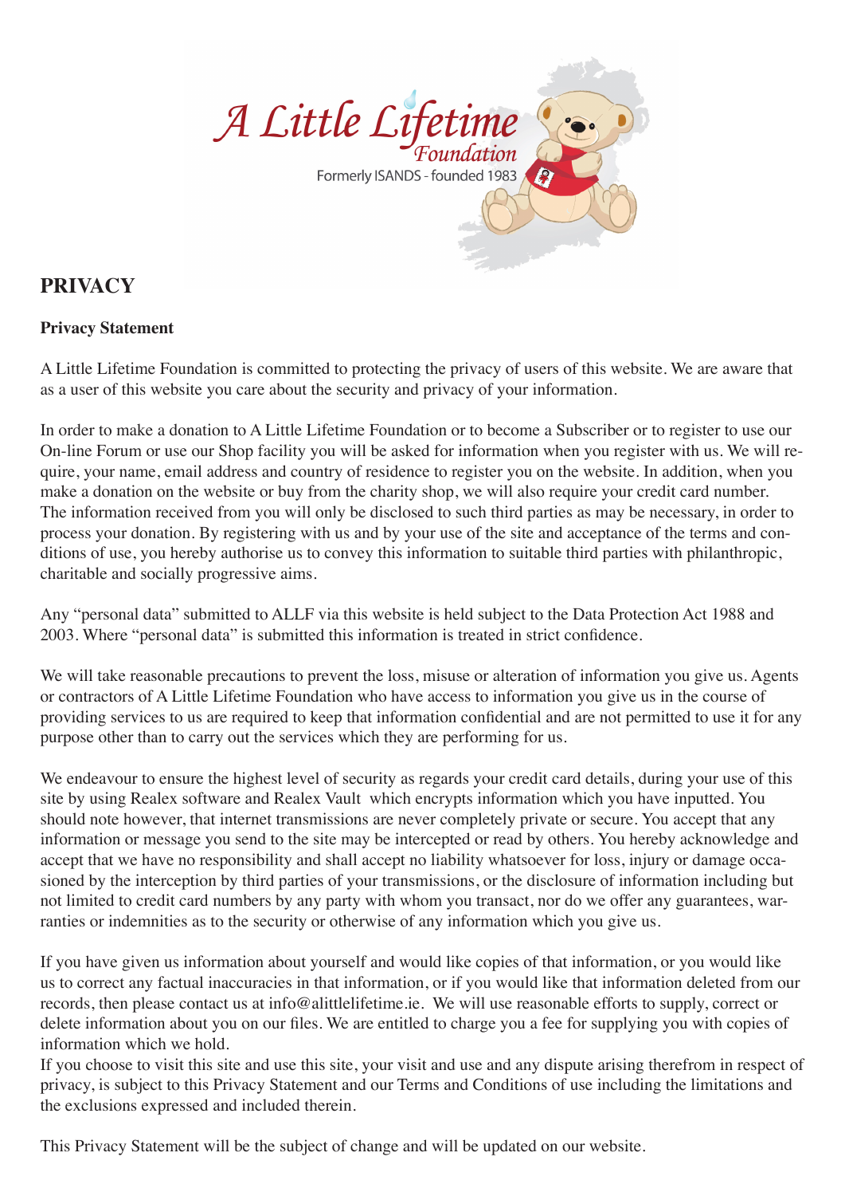# PRIVACY

**Privacy Statement**

A Little Lifetime Foundation is committed to protecting the privacy of users of this website. We are aware that as a user of this website you care about the security and privacy of your information.

In order to make a donation to A Little Lifetime Foundation or to become a Subscriber or to register to use our On-line Forum or use our Shop facility you will be asked for information when you register with us. We will require, your name, email address and country of residence to register you on the website. In addition, when you make a donation on the website or buy from the charity shop, we will also require your credit card number. The information received from you will only be disclosed to such third parties as may be necessary, in order to process your donation. By registering with us and by your use of the site and acceptance of the terms and conditions of use, you hereby authorise us to convey this information to suitable third parties with philanthropic, charitable and socially progressive aims.

Any "personal data" submitted to ALLF via this website is held subject to the Data Protection Act 1988 and 2003. Where "personal data" is submitted this information is treated in strict confidence.

We will take reasonable precautions to prevent the loss, misuse or alteration of information you give us. Agents or contractors of A Little Lifetime Foundation who have access to information you give us in the course of providing services to us are required to keep that information confidential and are not permitted to use it for any purpose other than to carry out the services which they are performing for us.

We endeavour to ensure the highest level of security as regards your credit card details, during your use of this site by using Realex software and Realex Vault which encrypts information which you have inputted. You should note however, that internet transmissions are never completely private or secure. You accept that any information or message you send to the site may be intercepted or read by others. You hereby acknowledge and accept that we have no responsibility and shall accept no liability whatsoever for loss, injury or damage occasioned by the interception by third parties of your transmissions, or the disclosure of information including but not limited to credit card numbers by any party with whom you transact, nor do we offer any guarantees, warranties or indemnities as to the security or otherwise of any information which you give us.

If you have given us information about yourself and would like copies of that information, or you would like us to correct any factual inaccuracies in that information, or if you would like that information deleted from our records, then please contact us at info@alittlelifetime.ie. We will use reasonable efforts to supply, correct or delete information about you on our files. We are entitled to charge you a fee for supplying you with copies of information which we hold.

If you choose to visit this site and use this site, your visit and use and any dispute arising therefrom in respect of privacy, is subject to this Privacy Statement and our Terms and Conditions of use including the limitations and the exclusions expressed and included therein.

This Privacy Statement will be the subject of change and will be updated on our website.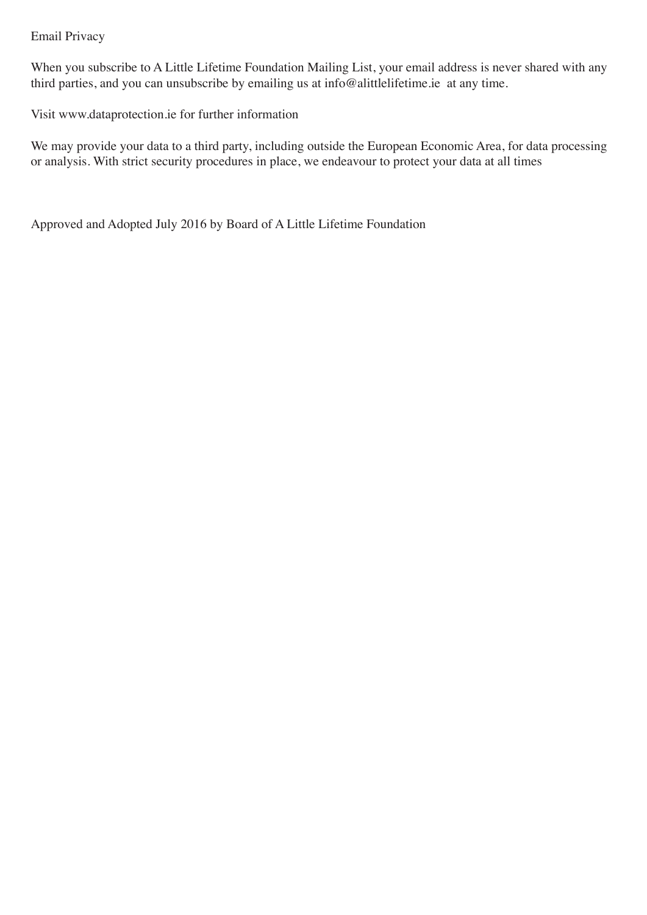## Email Privacy

When you subscribe to A Little Lifetime Foundation Mailing List, your email address is never shared with any third parties, and you can unsubscribe by emailing us at info@alittlelifetime.ie at any time.

Visit www.dataprotection.ie for further information

We may provide your data to a third party, including outside the European Economic Area, for data processing or analysis. With strict security procedures in place, we endeavour to protect your data at all times

Approved and Adopted July 2016 by Board of A Little Lifetime Foundation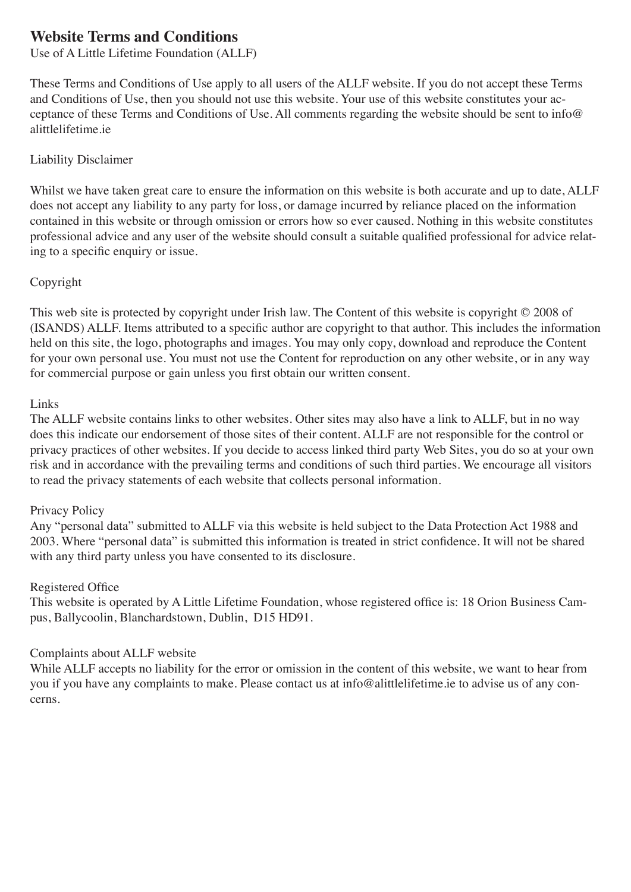## Website Terms and Conditions

Use of A Little Lifetime Foundation (ALLF)

These Terms and Conditions of Use apply to all users of the ALLF website. If you do not accept these Terms and Conditions of Use, then you should not use this website. Your use of this website constitutes your acceptance of these Terms and Conditions of Use. All comments regarding the website should be sent to info@alittlelifetime.ie

Liability Disclaimer

Whilst we have taken great care to ensure the information on this website is both accurate and up to date, ALLF does not accept any liability to any party for loss, or damage incurred by reliance placed on the information contained in this website or through omission or errors how so ever caused. Nothing in this website constitutes professional advice and any user of the website should consult a suitable qualified professional for advice relating to a specific enquiry or issue.

Copyright

This web site is protected by copyright under Irish law. The Content of this website is copyright © 2008 of (ISANDS) ALLF. Items attributed to a specific author are copyright to that author. This includes the information held on this site, the logo, photographs and images. You may only copy, download and reproduce the Content for your own personal use. You must not use the Content for reproduction on any other website, or in any way for commercial purpose or gain unless you first obtain our written consent.

Links

The ALLF website contains links to other websites. Other sites may also have a link to ALLF, but in no way does this indicate our endorsement of those sites of their content. ALLF are not responsible for the control or privacy practices of other websites. If you decide to access linked third party Web Sites, you do so at your own risk and in accordance with the prevailing terms and conditions of such third parties. We encourage all visitors to read the privacy statements of each website that collects personal information.

Privacy Policy

Any "personal data" submitted to ALLF via this website is held subject to the Data Protection Act 1988 and 2003. Where "personal data" is submitted this information is treated in strict confidence. It will not be shared with any third party unless you have consented to its disclosure.

Registered Office

This website is operated by A Little Lifetime Foundation, whose registered office is: 18 Orion Business Campus, Ballycoolin, Blanchardstown, Dublin, D15 HD91.

Complaints about ALLF website

While ALLF accepts no liability for the error or omission in the content of this website, we want to hear from you if you have any complaints to make. Please contact us at info@alittlelifetime.ie to advise us of any concerns.